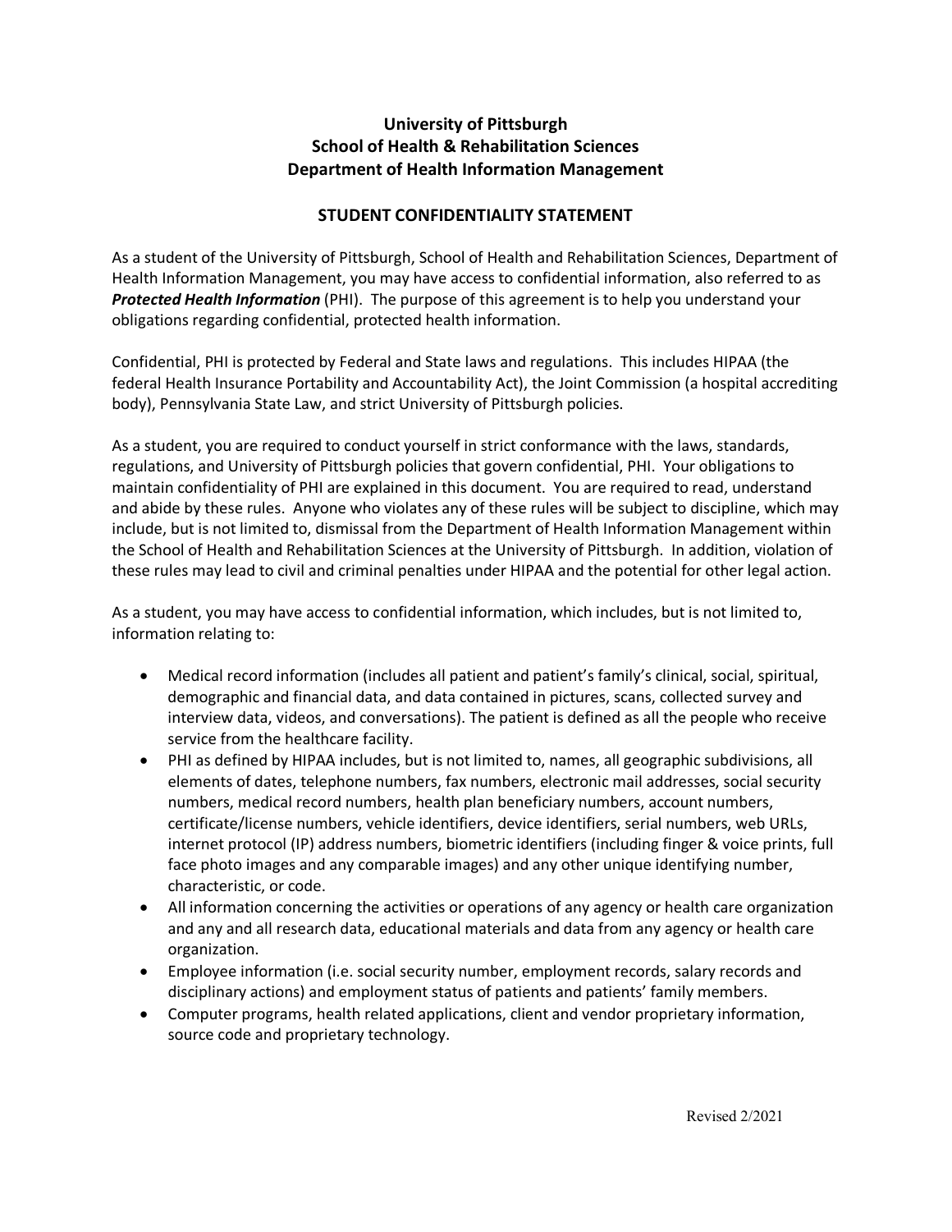# University of Pittsburgh
# School of Health & Rehabilitation Sciences
# Department of Health Information Management

## STUDENT CONFIDENTIALITY STATEMENT

As a student of the University of Pittsburgh, School of Health and Rehabilitation Sciences, Department of Health Information Management, you may have access to confidential information, also referred to as ***Protected Health Information*** (PHI). The purpose of this agreement is to help you understand your obligations regarding confidential, protected health information.

Confidential, PHI is protected by Federal and State laws and regulations. This includes HIPAA (the federal Health Insurance Portability and Accountability Act), the Joint Commission (a hospital accrediting body), Pennsylvania State Law, and strict University of Pittsburgh policies.

As a student, you are required to conduct yourself in strict conformance with the laws, standards, regulations, and University of Pittsburgh policies that govern confidential, PHI. Your obligations to maintain confidentiality of PHI are explained in this document. You are required to read, understand and abide by these rules. Anyone who violates any of these rules will be subject to discipline, which may include, but is not limited to, dismissal from the Department of Health Information Management within the School of Health and Rehabilitation Sciences at the University of Pittsburgh. In addition, violation of these rules may lead to civil and criminal penalties under HIPAA and the potential for other legal action.

As a student, you may have access to confidential information, which includes, but is not limited to, information relating to:

- Medical record information (includes all patient and patient's family's clinical, social, spiritual, demographic and financial data, and data contained in pictures, scans, collected survey and interview data, videos, and conversations). The patient is defined as all the people who receive service from the healthcare facility.
- PHI as defined by HIPAA includes, but is not limited to, names, all geographic subdivisions, all elements of dates, telephone numbers, fax numbers, electronic mail addresses, social security numbers, medical record numbers, health plan beneficiary numbers, account numbers, certificate/license numbers, vehicle identifiers, device identifiers, serial numbers, web URLs, internet protocol (IP) address numbers, biometric identifiers (including finger & voice prints, full face photo images and any comparable images) and any other unique identifying number, characteristic, or code.
- All information concerning the activities or operations of any agency or health care organization and any and all research data, educational materials and data from any agency or health care organization.
- Employee information (i.e. social security number, employment records, salary records and disciplinary actions) and employment status of patients and patients' family members.
- Computer programs, health related applications, client and vendor proprietary information, source code and proprietary technology.

Revised 2/2021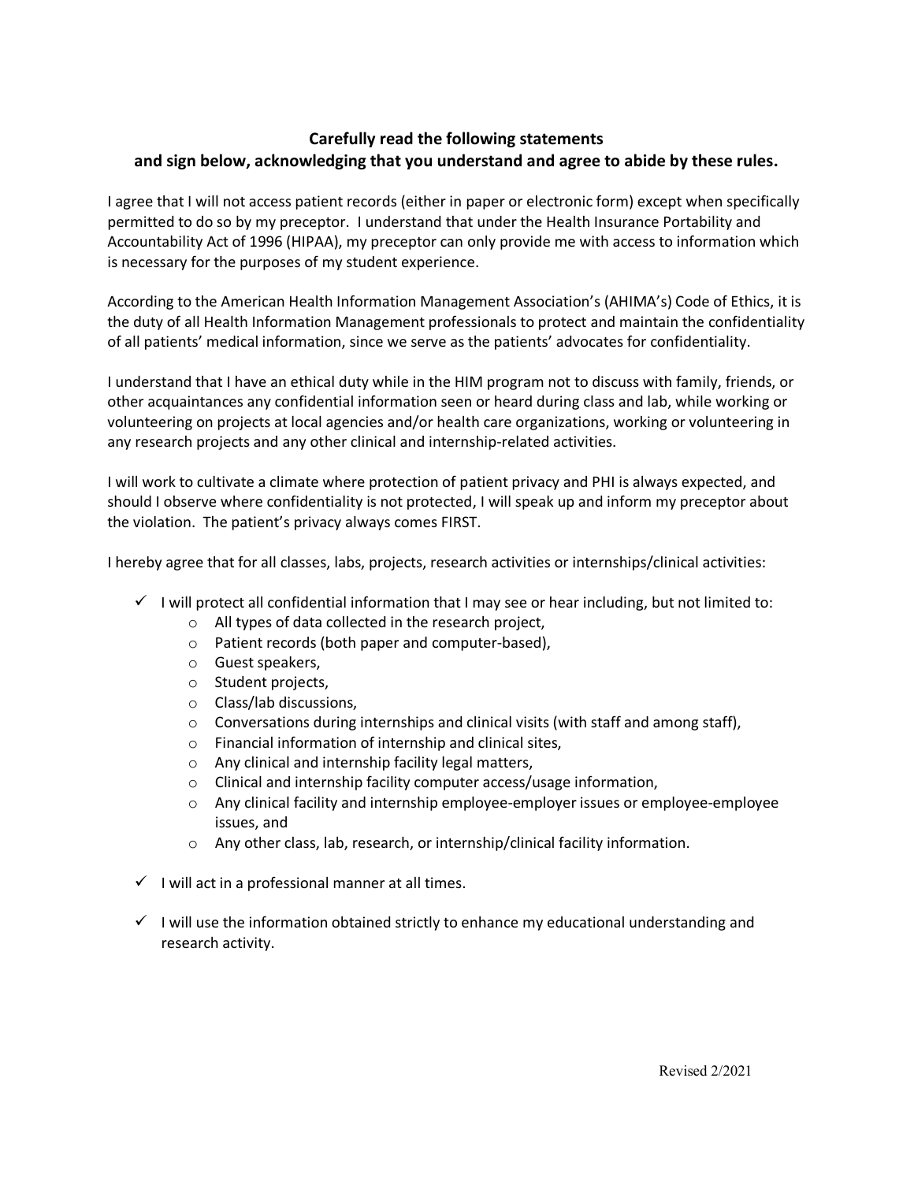**Carefully read the following statements and sign below, acknowledging that you understand and agree to abide by these rules.**

I agree that I will not access patient records (either in paper or electronic form) except when specifically permitted to do so by my preceptor. I understand that under the Health Insurance Portability and Accountability Act of 1996 (HIPAA), my preceptor can only provide me with access to information which is necessary for the purposes of my student experience.

According to the American Health Information Management Association's (AHIMA's) Code of Ethics, it is the duty of all Health Information Management professionals to protect and maintain the confidentiality of all patients' medical information, since we serve as the patients' advocates for confidentiality.

I understand that I have an ethical duty while in the HIM program not to discuss with family, friends, or other acquaintances any confidential information seen or heard during class and lab, while working or volunteering on projects at local agencies and/or health care organizations, working or volunteering in any research projects and any other clinical and internship-related activities.

I will work to cultivate a climate where protection of patient privacy and PHI is always expected, and should I observe where confidentiality is not protected, I will speak up and inform my preceptor about the violation. The patient's privacy always comes FIRST.

I hereby agree that for all classes, labs, projects, research activities or internships/clinical activities:

- ✓ I will protect all confidential information that I may see or hear including, but not limited to:
  - All types of data collected in the research project,
  - Patient records (both paper and computer-based),
  - Guest speakers,
  - Student projects,
  - Class/lab discussions,
  - Conversations during internships and clinical visits (with staff and among staff),
  - Financial information of internship and clinical sites,
  - Any clinical and internship facility legal matters,
  - Clinical and internship facility computer access/usage information,
  - Any clinical facility and internship employee-employer issues or employee-employee issues, and
  - Any other class, lab, research, or internship/clinical facility information.
- ✓ I will act in a professional manner at all times.
- ✓ I will use the information obtained strictly to enhance my educational understanding and research activity.

Revised 2/2021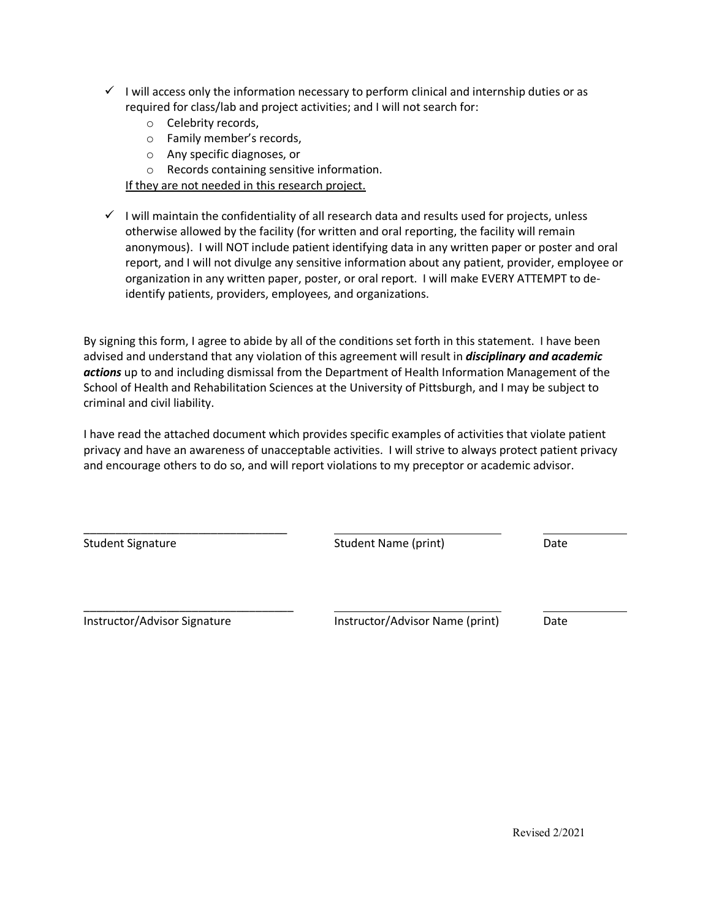- ✓ I will access only the information necessary to perform clinical and internship duties or as required for class/lab and project activities; and I will not search for:
  - Celebrity records,
  - Family member's records,
  - Any specific diagnoses, or
  - Records containing sensitive information.

  <u>If they are not needed in this research project.</u>

- ✓ I will maintain the confidentiality of all research data and results used for projects, unless otherwise allowed by the facility (for written and oral reporting, the facility will remain anonymous). I will NOT include patient identifying data in any written paper or poster and oral report, and I will not divulge any sensitive information about any patient, provider, employee or organization in any written paper, poster, or oral report. I will make EVERY ATTEMPT to de-identify patients, providers, employees, and organizations.

By signing this form, I agree to abide by all of the conditions set forth in this statement. I have been advised and understand that any violation of this agreement will result in ***disciplinary and academic actions*** up to and including dismissal from the Department of Health Information Management of the School of Health and Rehabilitation Sciences at the University of Pittsburgh, and I may be subject to criminal and civil liability.

I have read the attached document which provides specific examples of activities that violate patient privacy and have an awareness of unacceptable activities. I will strive to always protect patient privacy and encourage others to do so, and will report violations to my preceptor or academic advisor.

| ________________________________ | ____________________________ | ______________ |
|---|---|---|
| Student Signature | Student Name (print) | Date |
| ________________________________ | ____________________________ | ______________ |
| Instructor/Advisor Signature | Instructor/Advisor Name (print) | Date |

Revised 2/2021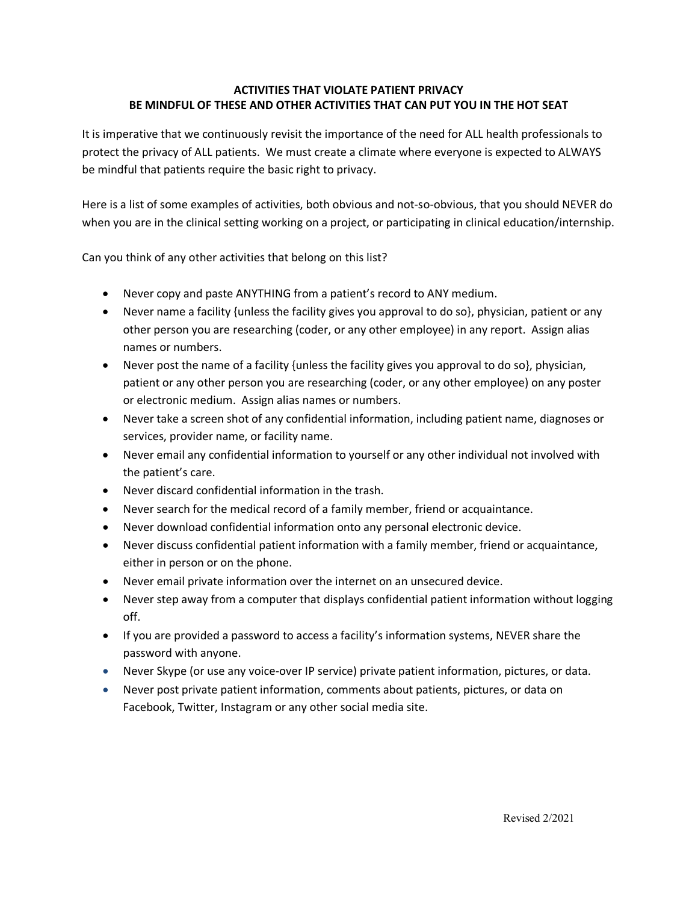**ACTIVITIES THAT VIOLATE PATIENT PRIVACY**
**BE MINDFUL OF THESE AND OTHER ACTIVITIES THAT CAN PUT YOU IN THE HOT SEAT**

It is imperative that we continuously revisit the importance of the need for ALL health professionals to protect the privacy of ALL patients. We must create a climate where everyone is expected to ALWAYS be mindful that patients require the basic right to privacy.

Here is a list of some examples of activities, both obvious and not-so-obvious, that you should NEVER do when you are in the clinical setting working on a project, or participating in clinical education/internship.

Can you think of any other activities that belong on this list?

- Never copy and paste ANYTHING from a patient's record to ANY medium.
- Never name a facility {unless the facility gives you approval to do so}, physician, patient or any other person you are researching (coder, or any other employee) in any report. Assign alias names or numbers.
- Never post the name of a facility {unless the facility gives you approval to do so}, physician, patient or any other person you are researching (coder, or any other employee) on any poster or electronic medium. Assign alias names or numbers.
- Never take a screen shot of any confidential information, including patient name, diagnoses or services, provider name, or facility name.
- Never email any confidential information to yourself or any other individual not involved with the patient's care.
- Never discard confidential information in the trash.
- Never search for the medical record of a family member, friend or acquaintance.
- Never download confidential information onto any personal electronic device.
- Never discuss confidential patient information with a family member, friend or acquaintance, either in person or on the phone.
- Never email private information over the internet on an unsecured device.
- Never step away from a computer that displays confidential patient information without logging off.
- If you are provided a password to access a facility's information systems, NEVER share the password with anyone.
- Never Skype (or use any voice-over IP service) private patient information, pictures, or data.
- Never post private patient information, comments about patients, pictures, or data on Facebook, Twitter, Instagram or any other social media site.

Revised 2/2021